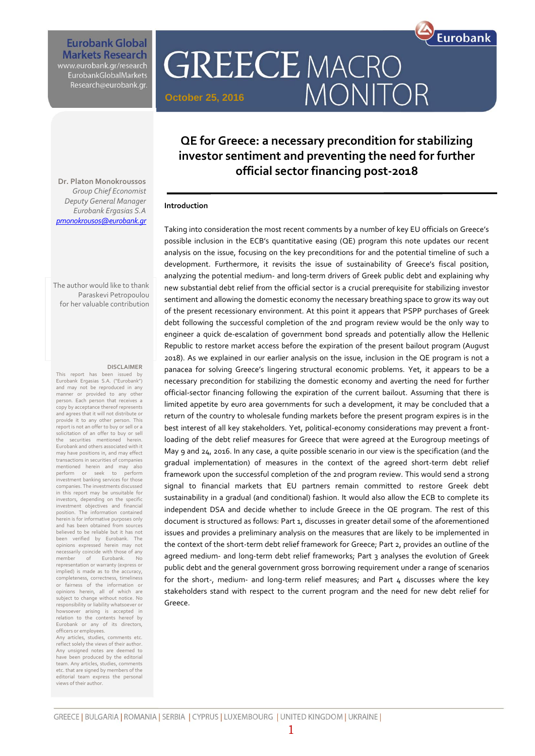Eurobank Global Markets Research
www.eurobank.gr/research
EurobankGlobalMarkets
Research@eurobank.gr.

# GREECE MACRO MONITOR

October 25, 2016

## QE for Greece: a necessary precondition for stabilizing investor sentiment and preventing the need for further official sector financing post-2018

**Dr. Platon Monokroussos**
*Group Chief Economist*
*Deputy General Manager*
*Eurobank Ergasias S.A*
*pmonokrousos@eurobank.gr*

The author would like to thank Paraskevi Petropoulou for her valuable contribution

**DISCLAIMER**

This report has been issued by Eurobank Ergasias S.A. ("Eurobank") and may not be reproduced in any manner or provided to any other person. Each person that receives a copy by acceptance thereof represents and agrees that it will not distribute or provide it to any other person. This report is not an offer to buy or sell or a solicitation of an offer to buy or sell the securities mentioned herein. Eurobank and others associated with it may have positions in, and may effect transactions in securities of companies mentioned herein and may also perform or seek to perform investment banking services for those companies. The investments discussed in this report may be unsuitable for investors, depending on the specific investment objectives and financial position. The information contained herein is for informative purposes only and has been obtained from sources believed to be reliable but it has not been verified by Eurobank. The opinions expressed herein may not necessarily coincide with those of any member of Eurobank. No representation or warranty (express or implied) is made as to the accuracy, completeness, correctness, timeliness or fairness of the information or opinions herein, all of which are subject to change without notice. No responsibility or liability whatsoever or howsoever arising is accepted in relation to the contents hereof by Eurobank or any of its directors, officers or employees.
Any articles, studies, comments etc. reflect solely the views of their author. Any unsigned notes are deemed to have been produced by the editorial team. Any articles, studies, comments etc. that are signed by members of the editorial team express the personal views of their author.

### Introduction

Taking into consideration the most recent comments by a number of key EU officials on Greece's possible inclusion in the ECB's quantitative easing (QE) program this note updates our recent analysis on the issue, focusing on the key preconditions for and the potential timeline of such a development. Furthermore, it revisits the issue of sustainability of Greece's fiscal position, analyzing the potential medium- and long-term drivers of Greek public debt and explaining why new substantial debt relief from the official sector is a crucial prerequisite for stabilizing investor sentiment and allowing the domestic economy the necessary breathing space to grow its way out of the present recessionary environment. At this point it appears that PSPP purchases of Greek debt following the successful completion of the 2nd program review would be the only way to engineer a quick de-escalation of government bond spreads and potentially allow the Hellenic Republic to restore market access before the expiration of the present bailout program (August 2018). As we explained in our earlier analysis on the issue, inclusion in the QE program is not a panacea for solving Greece's lingering structural economic problems. Yet, it appears to be a necessary precondition for stabilizing the domestic economy and averting the need for further official-sector financing following the expiration of the current bailout. Assuming that there is limited appetite by euro area governments for such a development, it may be concluded that a return of the country to wholesale funding markets before the present program expires is in the best interest of all key stakeholders. Yet, political-economy considerations may prevent a front-loading of the debt relief measures for Greece that were agreed at the Eurogroup meetings of May 9 and 24, 2016. In any case, a quite possible scenario in our view is the specification (and the gradual implementation) of measures in the context of the agreed short-term debt relief framework upon the successful completion of the 2nd program review. This would send a strong signal to financial markets that EU partners remain committed to restore Greek debt sustainability in a gradual (and conditional) fashion. It would also allow the ECB to complete its independent DSA and decide whether to include Greece in the QE program. The rest of this document is structured as follows: Part 1, discusses in greater detail some of the aforementioned issues and provides a preliminary analysis on the measures that are likely to be implemented in the context of the short-term debt relief framework for Greece; Part 2, provides an outline of the agreed medium- and long-term debt relief frameworks; Part 3 analyses the evolution of Greek public debt and the general government gross borrowing requirement under a range of scenarios for the short-, medium- and long-term relief measures; and Part 4 discusses where the key stakeholders stand with respect to the current program and the need for new debt relief for Greece.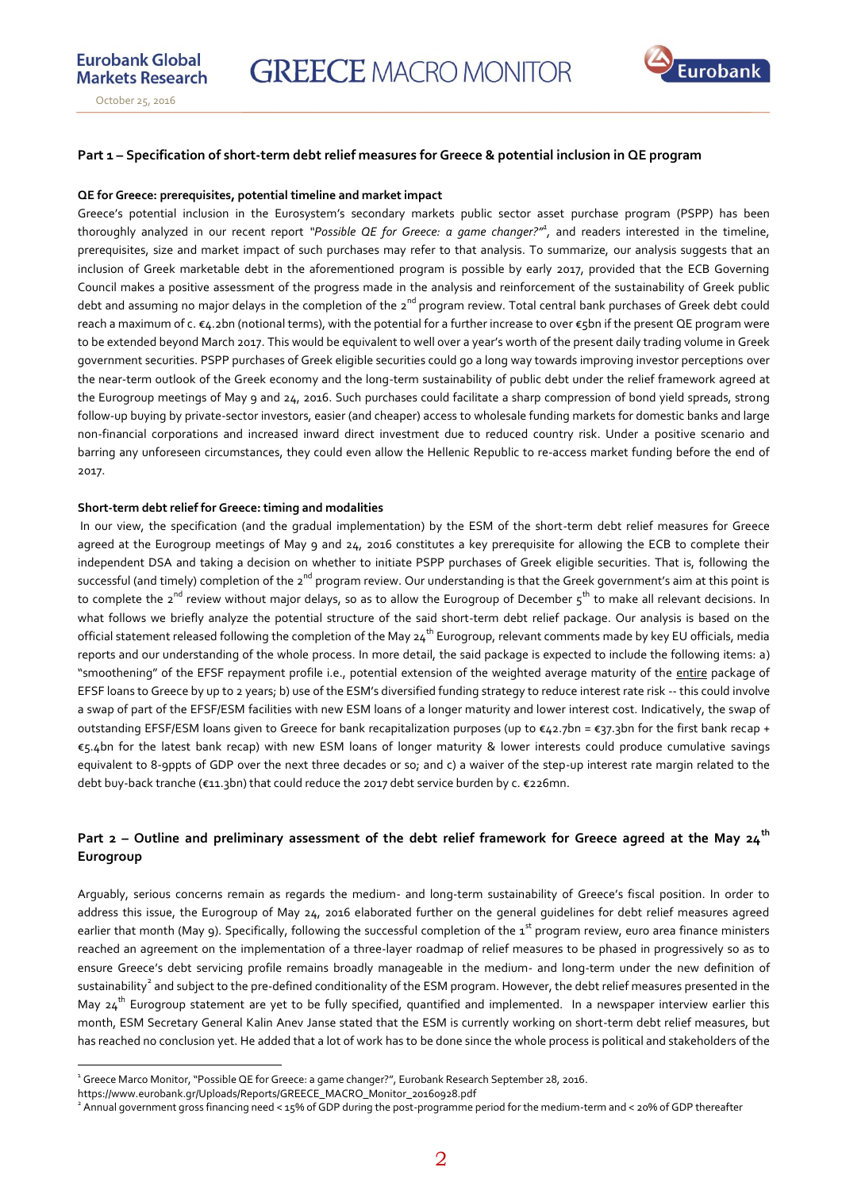## Part 1 – Specification of short-term debt relief measures for Greece & potential inclusion in QE program

### QE for Greece: prerequisites, potential timeline and market impact

Greece's potential inclusion in the Eurosystem's secondary markets public sector asset purchase program (PSPP) has been thoroughly analyzed in our recent report *"Possible QE for Greece: a game changer?"*[1], and readers interested in the timeline, prerequisites, size and market impact of such purchases may refer to that analysis. To summarize, our analysis suggests that an inclusion of Greek marketable debt in the aforementioned program is possible by early 2017, provided that the ECB Governing Council makes a positive assessment of the progress made in the analysis and reinforcement of the sustainability of Greek public debt and assuming no major delays in the completion of the 2nd program review. Total central bank purchases of Greek debt could reach a maximum of c. €4.2bn (notional terms), with the potential for a further increase to over €5bn if the present QE program were to be extended beyond March 2017. This would be equivalent to well over a year's worth of the present daily trading volume in Greek government securities. PSPP purchases of Greek eligible securities could go a long way towards improving investor perceptions over the near-term outlook of the Greek economy and the long-term sustainability of public debt under the relief framework agreed at the Eurogroup meetings of May 9 and 24, 2016. Such purchases could facilitate a sharp compression of bond yield spreads, strong follow-up buying by private-sector investors, easier (and cheaper) access to wholesale funding markets for domestic banks and large non-financial corporations and increased inward direct investment due to reduced country risk. Under a positive scenario and barring any unforeseen circumstances, they could even allow the Hellenic Republic to re-access market funding before the end of 2017.

### Short-term debt relief for Greece: timing and modalities

In our view, the specification (and the gradual implementation) by the ESM of the short-term debt relief measures for Greece agreed at the Eurogroup meetings of May 9 and 24, 2016 constitutes a key prerequisite for allowing the ECB to complete their independent DSA and taking a decision on whether to initiate PSPP purchases of Greek eligible securities. That is, following the successful (and timely) completion of the 2nd program review. Our understanding is that the Greek government's aim at this point is to complete the 2nd review without major delays, so as to allow the Eurogroup of December 5th to make all relevant decisions. In what follows we briefly analyze the potential structure of the said short-term debt relief package. Our analysis is based on the official statement released following the completion of the May 24th Eurogroup, relevant comments made by key EU officials, media reports and our understanding of the whole process. In more detail, the said package is expected to include the following items: a) "smoothening" of the EFSF repayment profile i.e., potential extension of the weighted average maturity of the entire package of EFSF loans to Greece by up to 2 years; b) use of the ESM's diversified funding strategy to reduce interest rate risk -- this could involve a swap of part of the EFSF/ESM facilities with new ESM loans of a longer maturity and lower interest cost. Indicatively, the swap of outstanding EFSF/ESM loans given to Greece for bank recapitalization purposes (up to €42.7bn = €37.3bn for the first bank recap + €5.4bn for the latest bank recap) with new ESM loans of longer maturity & lower interests could produce cumulative savings equivalent to 8-9ppts of GDP over the next three decades or so; and c) a waiver of the step-up interest rate margin related to the debt buy-back tranche (€11.3bn) that could reduce the 2017 debt service burden by c. €226mn.

## Part 2 – Outline and preliminary assessment of the debt relief framework for Greece agreed at the May 24th Eurogroup

Arguably, serious concerns remain as regards the medium- and long-term sustainability of Greece's fiscal position. In order to address this issue, the Eurogroup of May 24, 2016 elaborated further on the general guidelines for debt relief measures agreed earlier that month (May 9). Specifically, following the successful completion of the 1st program review, euro area finance ministers reached an agreement on the implementation of a three-layer roadmap of relief measures to be phased in progressively so as to ensure Greece's debt servicing profile remains broadly manageable in the medium- and long-term under the new definition of sustainability[2] and subject to the pre-defined conditionality of the ESM program. However, the debt relief measures presented in the May 24th Eurogroup statement are yet to be fully specified, quantified and implemented. In a newspaper interview earlier this month, ESM Secretary General Kalin Anev Janse stated that the ESM is currently working on short-term debt relief measures, but has reached no conclusion yet. He added that a lot of work has to be done since the whole process is political and stakeholders of the

---

[1] Greece Marco Monitor, "Possible QE for Greece: a game changer?", Eurobank Research September 28, 2016. https://www.eurobank.gr/Uploads/Reports/GREECE_MACRO_Monitor_20160928.pdf

[2] Annual government gross financing need < 15% of GDP during the post-programme period for the medium-term and < 20% of GDP thereafter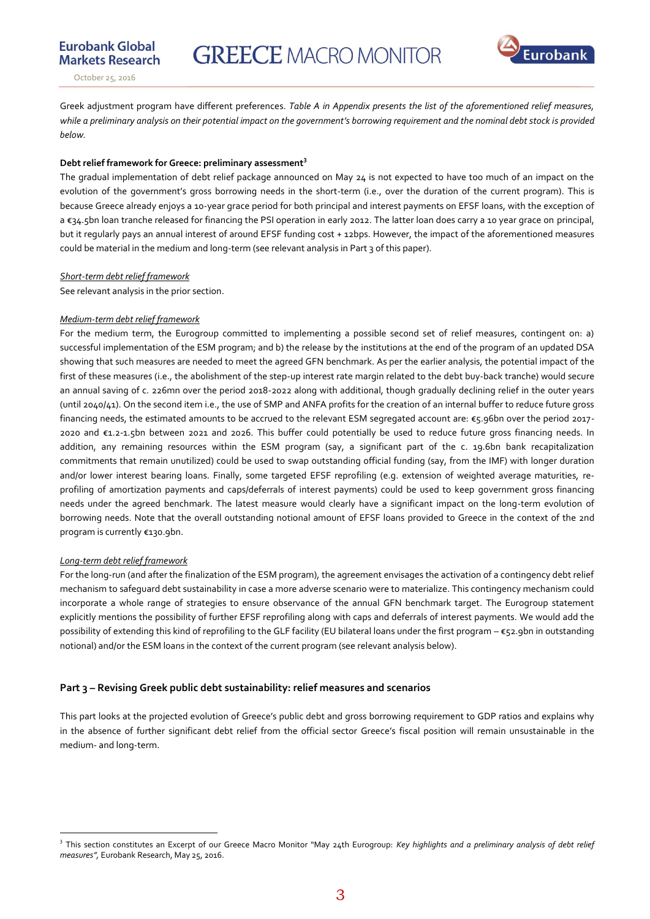Greek adjustment program have different preferences. *Table A in Appendix presents the list of the aforementioned relief measures, while a preliminary analysis on their potential impact on the government's borrowing requirement and the nominal debt stock is provided below.*

**Debt relief framework for Greece: preliminary assessment[3]**

The gradual implementation of debt relief package announced on May 24 is not expected to have too much of an impact on the evolution of the government's gross borrowing needs in the short-term (i.e., over the duration of the current program). This is because Greece already enjoys a 10-year grace period for both principal and interest payments on EFSF loans, with the exception of a €34.5bn loan tranche released for financing the PSI operation in early 2012. The latter loan does carry a 10 year grace on principal, but it regularly pays an annual interest of around EFSF funding cost + 12bps. However, the impact of the aforementioned measures could be material in the medium and long-term (see relevant analysis in Part 3 of this paper).

*Short-term debt relief framework*

See relevant analysis in the prior section.

*Medium-term debt relief framework*

For the medium term, the Eurogroup committed to implementing a possible second set of relief measures, contingent on: a) successful implementation of the ESM program; and b) the release by the institutions at the end of the program of an updated DSA showing that such measures are needed to meet the agreed GFN benchmark. As per the earlier analysis, the potential impact of the first of these measures (i.e., the abolishment of the step-up interest rate margin related to the debt buy-back tranche) would secure an annual saving of c. 226mn over the period 2018-2022 along with additional, though gradually declining relief in the outer years (until 2040/41). On the second item i.e., the use of SMP and ANFA profits for the creation of an internal buffer to reduce future gross financing needs, the estimated amounts to be accrued to the relevant ESM segregated account are: €5.96bn over the period 2017-2020 and €1.2-1.5bn between 2021 and 2026. This buffer could potentially be used to reduce future gross financing needs. In addition, any remaining resources within the ESM program (say, a significant part of the c. 19.6bn bank recapitalization commitments that remain unutilized) could be used to swap outstanding official funding (say, from the IMF) with longer duration and/or lower interest bearing loans. Finally, some targeted EFSF reprofiling (e.g. extension of weighted average maturities, re-profiling of amortization payments and caps/deferrals of interest payments) could be used to keep government gross financing needs under the agreed benchmark. The latest measure would clearly have a significant impact on the long-term evolution of borrowing needs. Note that the overall outstanding notional amount of EFSF loans provided to Greece in the context of the 2nd program is currently €130.9bn.

*Long-term debt relief framework*

For the long-run (and after the finalization of the ESM program), the agreement envisages the activation of a contingency debt relief mechanism to safeguard debt sustainability in case a more adverse scenario were to materialize. This contingency mechanism could incorporate a whole range of strategies to ensure observance of the annual GFN benchmark target. The Eurogroup statement explicitly mentions the possibility of further EFSF reprofiling along with caps and deferrals of interest payments. We would add the possibility of extending this kind of reprofiling to the GLF facility (EU bilateral loans under the first program – €52.9bn in outstanding notional) and/or the ESM loans in the context of the current program (see relevant analysis below).

## Part 3 – Revising Greek public debt sustainability: relief measures and scenarios

This part looks at the projected evolution of Greece's public debt and gross borrowing requirement to GDP ratios and explains why in the absence of further significant debt relief from the official sector Greece's fiscal position will remain unsustainable in the medium- and long-term.

---

[3] This section constitutes an Excerpt of our Greece Macro Monitor "May 24th Eurogroup: *Key highlights and a preliminary analysis of debt relief measures"*, Eurobank Research, May 25, 2016.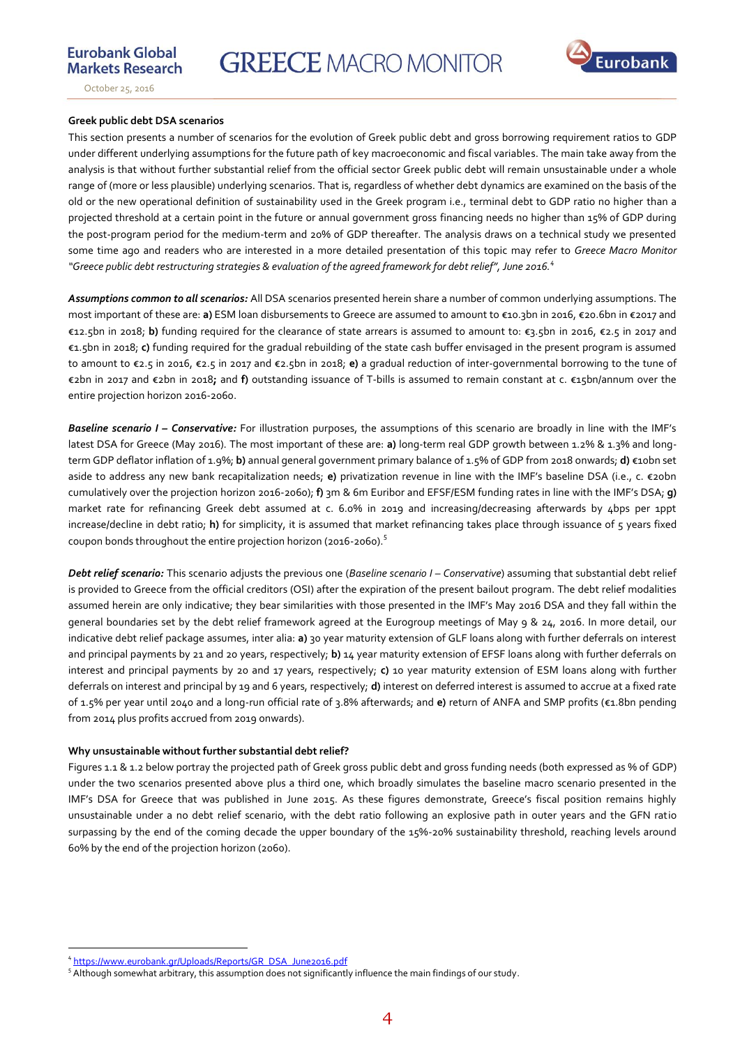**Greek public debt DSA scenarios**

This section presents a number of scenarios for the evolution of Greek public debt and gross borrowing requirement ratios to GDP under different underlying assumptions for the future path of key macroeconomic and fiscal variables. The main take away from the analysis is that without further substantial relief from the official sector Greek public debt will remain unsustainable under a whole range of (more or less plausible) underlying scenarios. That is, regardless of whether debt dynamics are examined on the basis of the old or the new operational definition of sustainability used in the Greek program i.e., terminal debt to GDP ratio no higher than a projected threshold at a certain point in the future or annual government gross financing needs no higher than 15% of GDP during the post-program period for the medium-term and 20% of GDP thereafter. The analysis draws on a technical study we presented some time ago and readers who are interested in a more detailed presentation of this topic may refer to *Greece Macro Monitor "Greece public debt restructuring strategies & evaluation of the agreed framework for debt relief", June 2016.*[4]

***Assumptions common to all scenarios:*** All DSA scenarios presented herein share a number of common underlying assumptions. The most important of these are: **a)** ESM loan disbursements to Greece are assumed to amount to €10.3bn in 2016, €20.6bn in €2017 and €12.5bn in 2018; **b)** funding required for the clearance of state arrears is assumed to amount to: €3.5bn in 2016, €2.5 in 2017 and €1.5bn in 2018; **c)** funding required for the gradual rebuilding of the state cash buffer envisaged in the present program is assumed to amount to €2.5 in 2016, €2.5 in 2017 and €2.5bn in 2018; **e)** a gradual reduction of inter-governmental borrowing to the tune of €2bn in 2017 and €2bn in 2018**;** and **f)** outstanding issuance of T-bills is assumed to remain constant at c. €15bn/annum over the entire projection horizon 2016-2060.

***Baseline scenario I – Conservative:*** For illustration purposes, the assumptions of this scenario are broadly in line with the IMF's latest DSA for Greece (May 2016). The most important of these are: **a)** long-term real GDP growth between 1.2% & 1.3% and long-term GDP deflator inflation of 1.9%; **b)** annual general government primary balance of 1.5% of GDP from 2018 onwards; **d)** €10bn set aside to address any new bank recapitalization needs; **e)** privatization revenue in line with the IMF's baseline DSA (i.e., c. €20bn cumulatively over the projection horizon 2016-2060); **f)** 3m & 6m Euribor and EFSF/ESM funding rates in line with the IMF's DSA; **g)** market rate for refinancing Greek debt assumed at c. 6.0% in 2019 and increasing/decreasing afterwards by 4bps per 1ppt increase/decline in debt ratio; **h)** for simplicity, it is assumed that market refinancing takes place through issuance of 5 years fixed coupon bonds throughout the entire projection horizon (2016-2060).[5]

***Debt relief scenario:*** This scenario adjusts the previous one (*Baseline scenario I – Conservative*) assuming that substantial debt relief is provided to Greece from the official creditors (OSI) after the expiration of the present bailout program. The debt relief modalities assumed herein are only indicative; they bear similarities with those presented in the IMF's May 2016 DSA and they fall within the general boundaries set by the debt relief framework agreed at the Eurogroup meetings of May 9 & 24, 2016. In more detail, our indicative debt relief package assumes, inter alia: **a)** 30 year maturity extension of GLF loans along with further deferrals on interest and principal payments by 21 and 20 years, respectively; **b)** 14 year maturity extension of EFSF loans along with further deferrals on interest and principal payments by 20 and 17 years, respectively; **c)** 10 year maturity extension of ESM loans along with further deferrals on interest and principal by 19 and 6 years, respectively; **d)** interest on deferred interest is assumed to accrue at a fixed rate of 1.5% per year until 2040 and a long-run official rate of 3.8% afterwards; and **e)** return of ANFA and SMP profits (€1.8bn pending from 2014 plus profits accrued from 2019 onwards).

**Why unsustainable without further substantial debt relief?**

Figures 1.1 & 1.2 below portray the projected path of Greek gross public debt and gross funding needs (both expressed as % of GDP) under the two scenarios presented above plus a third one, which broadly simulates the baseline macro scenario presented in the IMF's DSA for Greece that was published in June 2015. As these figures demonstrate, Greece's fiscal position remains highly unsustainable under a no debt relief scenario, with the debt ratio following an explosive path in outer years and the GFN ratio surpassing by the end of the coming decade the upper boundary of the 15%-20% sustainability threshold, reaching levels around 60% by the end of the projection horizon (2060).

---

[4] https://www.eurobank.gr/Uploads/Reports/GR_DSA_June2016.pdf

[5] Although somewhat arbitrary, this assumption does not significantly influence the main findings of our study.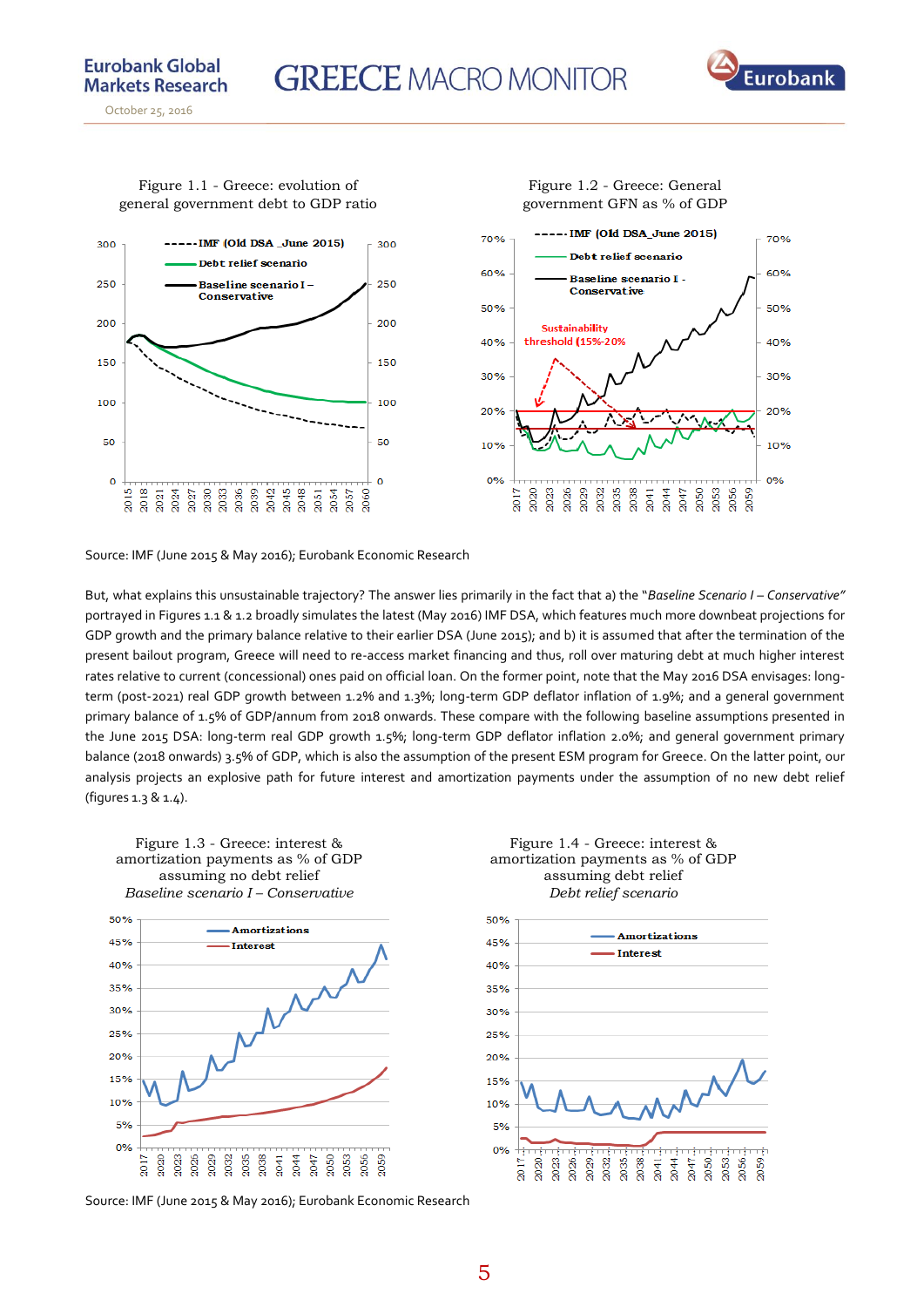Figure 1.1 - Greece: evolution of general government debt to GDP ratio

Figure 1.2 - Greece: General government GFN as % of GDP

Source: IMF (June 2015 & May 2016); Eurobank Economic Research

But, what explains this unsustainable trajectory? The answer lies primarily in the fact that a) the "*Baseline Scenario I – Conservative*" portrayed in Figures 1.1 & 1.2 broadly simulates the latest (May 2016) IMF DSA, which features much more downbeat projections for GDP growth and the primary balance relative to their earlier DSA (June 2015); and b) it is assumed that after the termination of the present bailout program, Greece will need to re-access market financing and thus, roll over maturing debt at much higher interest rates relative to current (concessional) ones paid on official loan. On the former point, note that the May 2016 DSA envisages: long-term (post-2021) real GDP growth between 1.2% and 1.3%; long-term GDP deflator inflation of 1.9%; and a general government primary balance of 1.5% of GDP/annum from 2018 onwards. These compare with the following baseline assumptions presented in the June 2015 DSA: long-term real GDP growth 1.5%; long-term GDP deflator inflation 2.0%; and general government primary balance (2018 onwards) 3.5% of GDP, which is also the assumption of the present ESM program for Greece. On the latter point, our analysis projects an explosive path for future interest and amortization payments under the assumption of no new debt relief (figures 1.3 & 1.4).

Figure 1.3 - Greece: interest & amortization payments as % of GDP assuming no debt relief
*Baseline scenario I – Conservative*

Figure 1.4 - Greece: interest & amortization payments as % of GDP assuming debt relief
*Debt relief scenario*

Source: IMF (June 2015 & May 2016); Eurobank Economic Research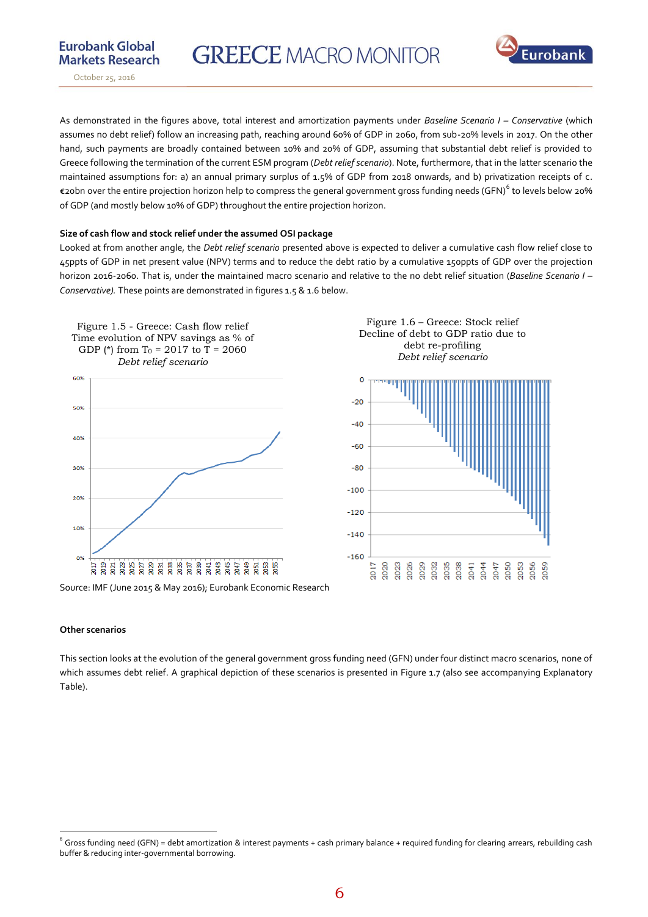As demonstrated in the figures above, total interest and amortization payments under *Baseline Scenario I – Conservative* (which assumes no debt relief) follow an increasing path, reaching around 60% of GDP in 2060, from sub-20% levels in 2017. On the other hand, such payments are broadly contained between 10% and 20% of GDP, assuming that substantial debt relief is provided to Greece following the termination of the current ESM program (*Debt relief scenario*). Note, furthermore, that in the latter scenario the maintained assumptions for: a) an annual primary surplus of 1.5% of GDP from 2018 onwards, and b) privatization receipts of c. €20bn over the entire projection horizon help to compress the general government gross funding needs (GFN)[6] to levels below 20% of GDP (and mostly below 10% of GDP) throughout the entire projection horizon.

**Size of cash flow and stock relief under the assumed OSI package**

Looked at from another angle, the *Debt relief scenario* presented above is expected to deliver a cumulative cash flow relief close to 45ppts of GDP in net present value (NPV) terms and to reduce the debt ratio by a cumulative 150ppts of GDP over the projection horizon 2016-2060. That is, under the maintained macro scenario and relative to the no debt relief situation (*Baseline Scenario I – Conservative).* These points are demonstrated in figures 1.5 & 1.6 below.

Figure 1.5 - Greece: Cash flow relief
Time evolution of NPV savings as % of GDP (*) from $T_0$ = 2017 to T = 2060
*Debt relief scenario*

Figure 1.6 – Greece: Stock relief
Decline of debt to GDP ratio due to debt re-profiling
*Debt relief scenario*

Source: IMF (June 2015 & May 2016); Eurobank Economic Research

**Other scenarios**

This section looks at the evolution of the general government gross funding need (GFN) under four distinct macro scenarios, none of which assumes debt relief. A graphical depiction of these scenarios is presented in Figure 1.7 (also see accompanying Explanatory Table).

---

[6] Gross funding need (GFN) = debt amortization & interest payments + cash primary balance + required funding for clearing arrears, rebuilding cash buffer & reducing inter-governmental borrowing.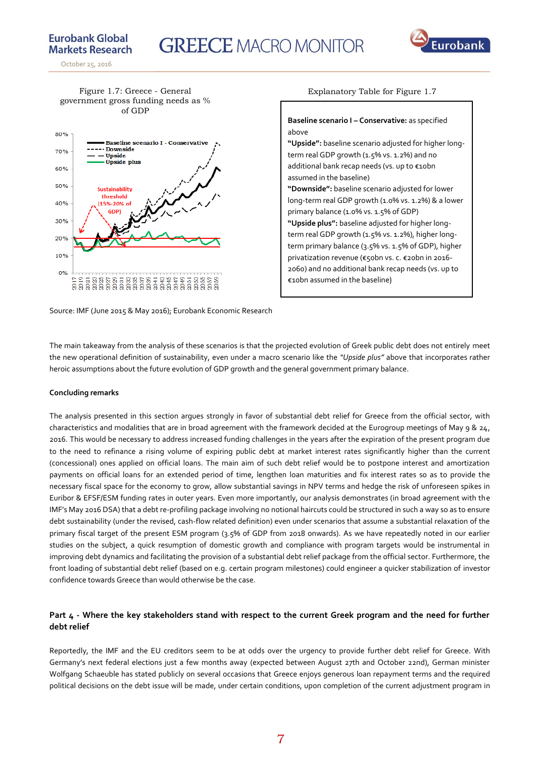Figure 1.7: Greece - General government gross funding needs as % of GDP

Source: IMF (June 2015 & May 2016); Eurobank Economic Research

Explanatory Table for Figure 1.7

**Baseline scenario I – Conservative:** as specified above
**"Upside":** baseline scenario adjusted for higher long-term real GDP growth (1.5% vs. 1.2%) and no additional bank recap needs (vs. up to €10bn assumed in the baseline)
**"Downside":** baseline scenario adjusted for lower long-term real GDP growth (1.0% vs. 1.2%) & a lower primary balance (1.0% vs. 1.5% of GDP)
**"Upside plus":** baseline adjusted for higher long-term real GDP growth (1.5% vs. 1.2%), higher long-term primary balance (3.5% vs. 1.5% of GDP), higher privatization revenue (€50bn vs. c. €20bn in 2016-2060) and no additional bank recap needs (vs. up to €10bn assumed in the baseline)

The main takeaway from the analysis of these scenarios is that the projected evolution of Greek public debt does not entirely meet the new operational definition of sustainability, even under a macro scenario like the *"Upside plus"* above that incorporates rather heroic assumptions about the future evolution of GDP growth and the general government primary balance.

**Concluding remarks**

The analysis presented in this section argues strongly in favor of substantial debt relief for Greece from the official sector, with characteristics and modalities that are in broad agreement with the framework decided at the Eurogroup meetings of May 9 & 24, 2016. This would be necessary to address increased funding challenges in the years after the expiration of the present program due to the need to refinance a rising volume of expiring public debt at market interest rates significantly higher than the current (concessional) ones applied on official loans. The main aim of such debt relief would be to postpone interest and amortization payments on official loans for an extended period of time, lengthen loan maturities and fix interest rates so as to provide the necessary fiscal space for the economy to grow, allow substantial savings in NPV terms and hedge the risk of unforeseen spikes in Euribor & EFSF/ESM funding rates in outer years. Even more importantly, our analysis demonstrates (in broad agreement with the IMF's May 2016 DSA) that a debt re-profiling package involving no notional haircuts could be structured in such a way so as to ensure debt sustainability (under the revised, cash-flow related definition) even under scenarios that assume a substantial relaxation of the primary fiscal target of the present ESM program (3.5% of GDP from 2018 onwards). As we have repeatedly noted in our earlier studies on the subject, a quick resumption of domestic growth and compliance with program targets would be instrumental in improving debt dynamics and facilitating the provision of a substantial debt relief package from the official sector. Furthermore, the front loading of substantial debt relief (based on e.g. certain program milestones) could engineer a quicker stabilization of investor confidence towards Greece than would otherwise be the case.

## Part 4 - Where the key stakeholders stand with respect to the current Greek program and the need for further debt relief

Reportedly, the IMF and the EU creditors seem to be at odds over the urgency to provide further debt relief for Greece. With Germany's next federal elections just a few months away (expected between August 27th and October 22nd), German minister Wolfgang Schaeuble has stated publicly on several occasions that Greece enjoys generous loan repayment terms and the required political decisions on the debt issue will be made, under certain conditions, upon completion of the current adjustment program in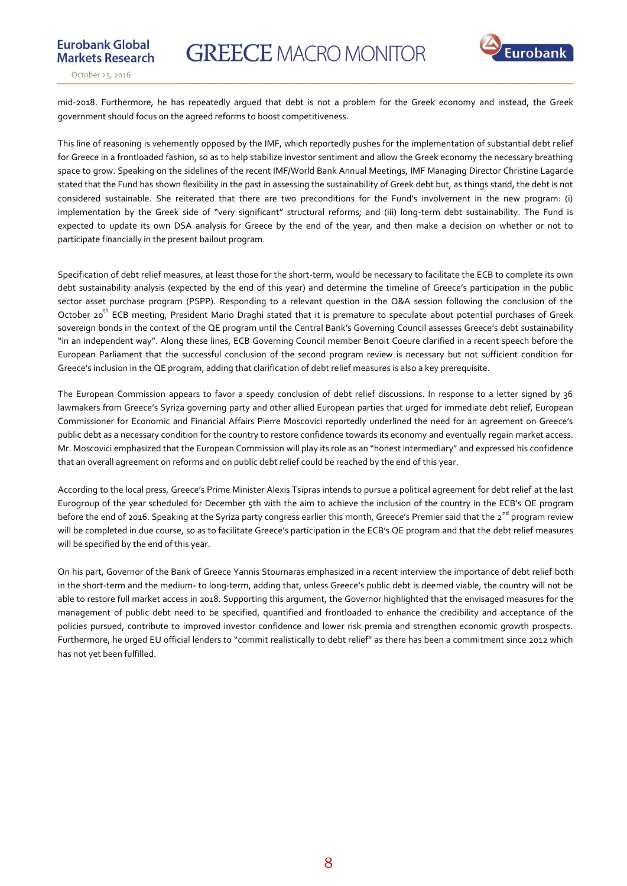mid-2018. Furthermore, he has repeatedly argued that debt is not a problem for the Greek economy and instead, the Greek government should focus on the agreed reforms to boost competitiveness.

This line of reasoning is vehemently opposed by the IMF, which reportedly pushes for the implementation of substantial debt relief for Greece in a frontloaded fashion, so as to help stabilize investor sentiment and allow the Greek economy the necessary breathing space to grow. Speaking on the sidelines of the recent IMF/World Bank Annual Meetings, IMF Managing Director Christine Lagarde stated that the Fund has shown flexibility in the past in assessing the sustainability of Greek debt but, as things stand, the debt is not considered sustainable. She reiterated that there are two preconditions for the Fund's involvement in the new program: (i) implementation by the Greek side of "very significant" structural reforms; and (iii) long-term debt sustainability. The Fund is expected to update its own DSA analysis for Greece by the end of the year, and then make a decision on whether or not to participate financially in the present bailout program.

Specification of debt relief measures, at least those for the short-term, would be necessary to facilitate the ECB to complete its own debt sustainability analysis (expected by the end of this year) and determine the timeline of Greece's participation in the public sector asset purchase program (PSPP). Responding to a relevant question in the Q&A session following the conclusion of the October 20th ECB meeting, President Mario Draghi stated that it is premature to speculate about potential purchases of Greek sovereign bonds in the context of the QE program until the Central Bank's Governing Council assesses Greece's debt sustainability "in an independent way". Along these lines, ECB Governing Council member Benoit Coeure clarified in a recent speech before the European Parliament that the successful conclusion of the second program review is necessary but not sufficient condition for Greece's inclusion in the QE program, adding that clarification of debt relief measures is also a key prerequisite.

The European Commission appears to favor a speedy conclusion of debt relief discussions. In response to a letter signed by 36 lawmakers from Greece's Syriza governing party and other allied European parties that urged for immediate debt relief, European Commissioner for Economic and Financial Affairs Pierre Moscovici reportedly underlined the need for an agreement on Greece's public debt as a necessary condition for the country to restore confidence towards its economy and eventually regain market access. Mr. Moscovici emphasized that the European Commission will play its role as an "honest intermediary" and expressed his confidence that an overall agreement on reforms and on public debt relief could be reached by the end of this year.

According to the local press, Greece's Prime Minister Alexis Tsipras intends to pursue a political agreement for debt relief at the last Eurogroup of the year scheduled for December 5th with the aim to achieve the inclusion of the country in the ECB's QE program before the end of 2016. Speaking at the Syriza party congress earlier this month, Greece's Premier said that the 2nd program review will be completed in due course, so as to facilitate Greece's participation in the ECB's QE program and that the debt relief measures will be specified by the end of this year.

On his part, Governor of the Bank of Greece Yannis Stournaras emphasized in a recent interview the importance of debt relief both in the short-term and the medium- to long-term, adding that, unless Greece's public debt is deemed viable, the country will not be able to restore full market access in 2018. Supporting this argument, the Governor highlighted that the envisaged measures for the management of public debt need to be specified, quantified and frontloaded to enhance the credibility and acceptance of the policies pursued, contribute to improved investor confidence and lower risk premia and strengthen economic growth prospects. Furthermore, he urged EU official lenders to "commit realistically to debt relief" as there has been a commitment since 2012 which has not yet been fulfilled.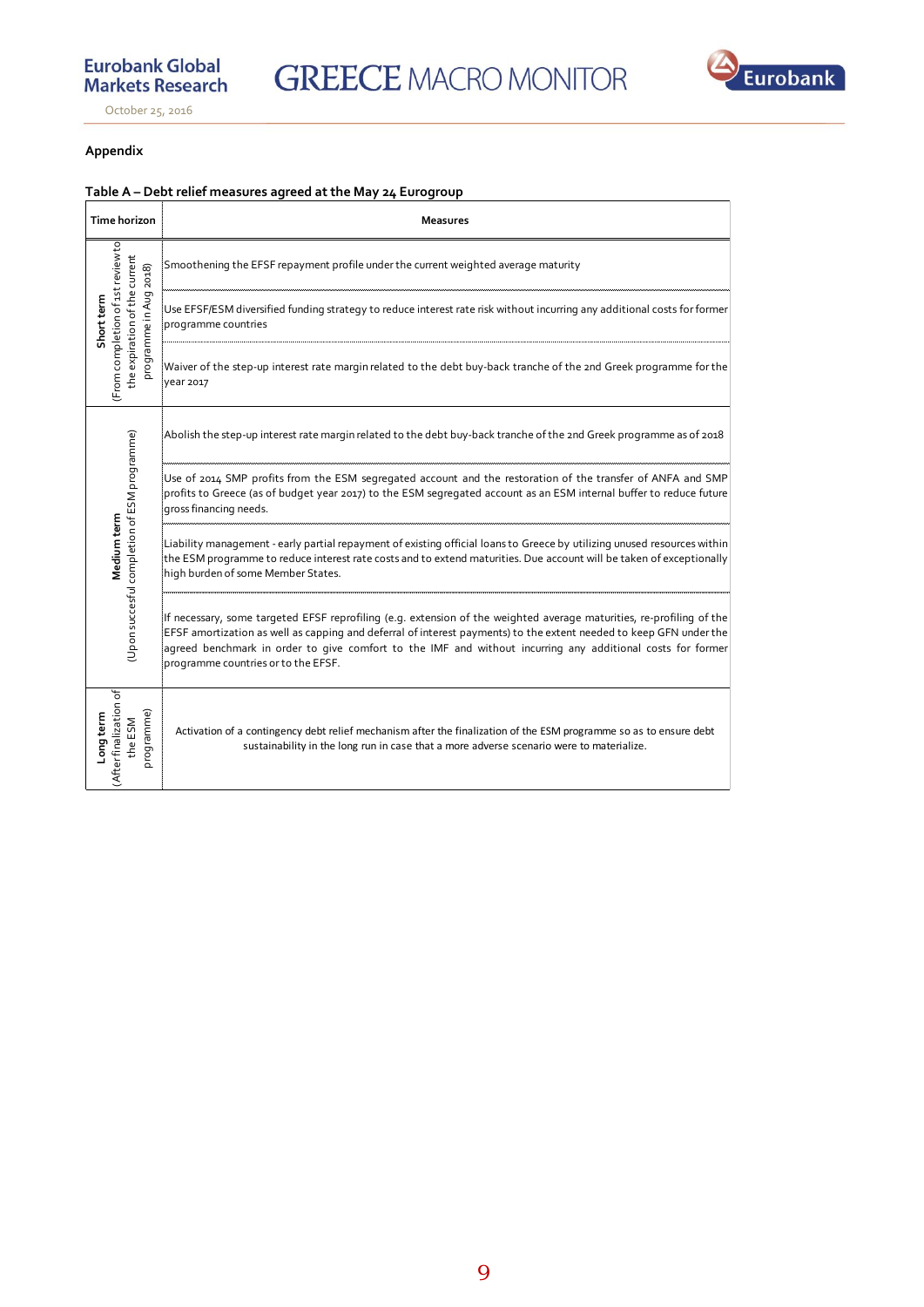**Appendix**

**Table A – Debt relief measures agreed at the May 24 Eurogroup**

| Time horizon | Measures |
|---|---|
| **Short term** (From completion of 1st review to the expiration of the current programme in Aug 2018) | Smoothening the EFSF repayment profile under the current weighted average maturity |
| | Use EFSF/ESM diversified funding strategy to reduce interest rate risk without incurring any additional costs for former programme countries |
| | Waiver of the step-up interest rate margin related to the debt buy-back tranche of the 2nd Greek programme for the year 2017 |
| **Medium term** (Upon succesful completion of ESM programme) | Abolish the step-up interest rate margin related to the debt buy-back tranche of the 2nd Greek programme as of 2018 |
| | Use of 2014 SMP profits from the ESM segregated account and the restoration of the transfer of ANFA and SMP profits to Greece (as of budget year 2017) to the ESM segregated account as an ESM internal buffer to reduce future gross financing needs. |
| | Liability management - early partial repayment of existing official loans to Greece by utilizing unused resources within the ESM programme to reduce interest rate costs and to extend maturities. Due account will be taken of exceptionally high burden of some Member States. |
| | If necessary, some targeted EFSF reprofiling (e.g. extension of the weighted average maturities, re-profiling of the EFSF amortization as well as capping and deferral of interest payments) to the extent needed to keep GFN under the agreed benchmark in order to give comfort to the IMF and without incurring any additional costs for former programme countries or to the EFSF. |
| **Long term** (After finalization of the ESM programme) | Activation of a contingency debt relief mechanism after the finalization of the ESM programme so as to ensure debt sustainability in the long run in case that a more adverse scenario were to materialize. |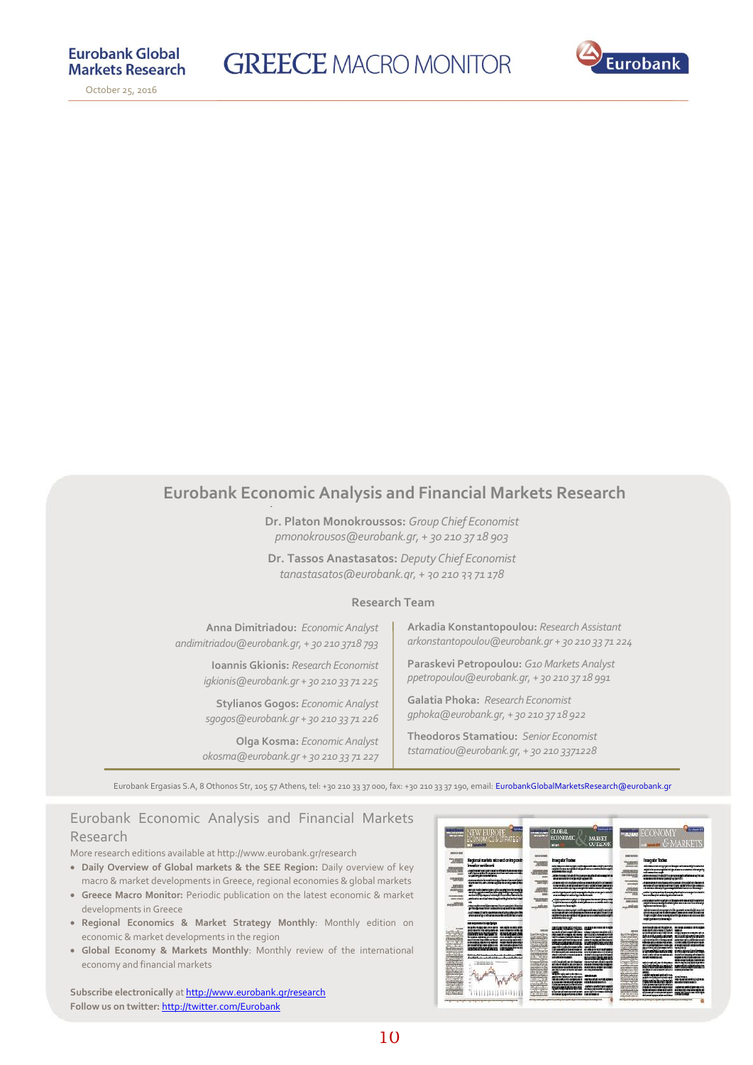## Eurobank Economic Analysis and Financial Markets Research

**Dr. Platon Monokroussos:** *Group Chief Economist*
*pmonokrousos@eurobank.gr, + 30 210 37 18 903*

**Dr. Tassos Anastasatos:** *Deputy Chief Economist*
*tanastasatos@eurobank.gr, + 30 210 33 71 178*

### Research Team

**Anna Dimitriadou:** *Economic Analyst*
*andimitriadou@eurobank.gr, + 30 210 3718 793*

**Ioannis Gkionis:** *Research Economist*
*igkionis@eurobank.gr + 30 210 33 71 225*

**Stylianos Gogos:** *Economic Analyst*
*sgogos@eurobank.gr + 30 210 33 71 226*

**Olga Kosma:** *Economic Analyst*
*okosma@eurobank.gr + 30 210 33 71 227*

**Arkadia Konstantopoulou:** *Research Assistant*
*arkonstantopoulou@eurobank.gr + 30 210 33 71 224*

**Paraskevi Petropoulou:** *G10 Markets Analyst*
*ppetropoulou@eurobank.gr, + 30 210 37 18 991*

**Galatia Phoka:** *Research Economist*
*gphoka@eurobank.gr, + 30 210 37 18 922*

**Theodoros Stamatiou:** *Senior Economist*
*tstamatiou@eurobank.gr, + 30 210 3371228*

Eurobank Ergasias S.A, 8 Othonos Str, 105 57 Athens, tel: +30 210 33 37 000, fax: +30 210 33 37 190, email: EurobankGlobalMarketsResearch@eurobank.gr

## Eurobank Economic Analysis and Financial Markets Research

More research editions available at http://www.eurobank.gr/research

- **Daily Overview of Global markets & the SEE Region:** Daily overview of key macro & market developments in Greece, regional economies & global markets
- **Greece Macro Monitor:** Periodic publication on the latest economic & market developments in Greece
- **Regional Economics & Market Strategy Monthly**: Monthly edition on economic & market developments in the region
- **Global Economy & Markets Monthly**: Monthly review of the international economy and financial markets

**Subscribe electronically** at http://www.eurobank.gr/research
**Follow us on twitter:** http://twitter.com/Eurobank